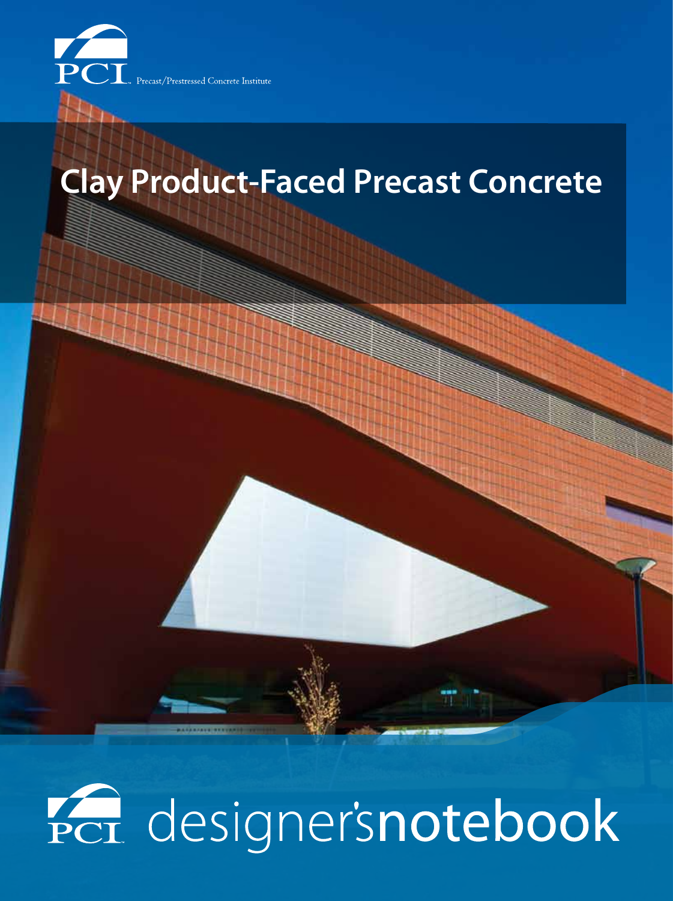PCI Precast/Prestressed Concrete Institute

# Clay Product-Faced Precast Concrete

PCI designer's**notebook**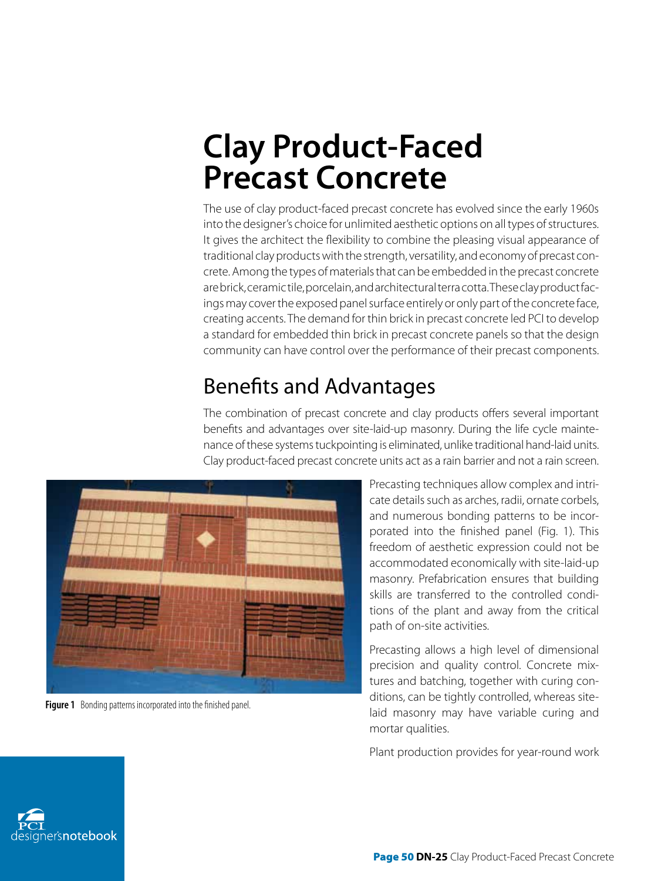# Clay Product-Faced Precast Concrete

The use of clay product-faced precast concrete has evolved since the early 1960s into the designer's choice for unlimited aesthetic options on all types of structures. It gives the architect the flexibility to combine the pleasing visual appearance of traditional clay products with the strength, versatility, and economy of precast concrete. Among the types of materials that can be embedded in the precast concrete are brick, ceramic tile, porcelain, and architectural terra cotta. These clay product facings may cover the exposed panel surface entirely or only part of the concrete face, creating accents. The demand for thin brick in precast concrete led PCI to develop a standard for embedded thin brick in precast concrete panels so that the design community can have control over the performance of their precast components.

## Benefits and Advantages

The combination of precast concrete and clay products offers several important benefits and advantages over site-laid-up masonry. During the life cycle maintenance of these systems tuckpointing is eliminated, unlike traditional hand-laid units. Clay product-faced precast concrete units act as a rain barrier and not a rain screen.

**Figure 1** Bonding patterns incorporated into the finished panel.

Precasting techniques allow complex and intricate details such as arches, radii, ornate corbels, and numerous bonding patterns to be incorporated into the finished panel (Fig. 1). This freedom of aesthetic expression could not be accommodated economically with site-laid-up masonry. Prefabrication ensures that building skills are transferred to the controlled conditions of the plant and away from the critical path of on-site activities.

Precasting allows a high level of dimensional precision and quality control. Concrete mixtures and batching, together with curing conditions, can be tightly controlled, whereas site-laid masonry may have variable curing and mortar qualities.

Plant production provides for year-round work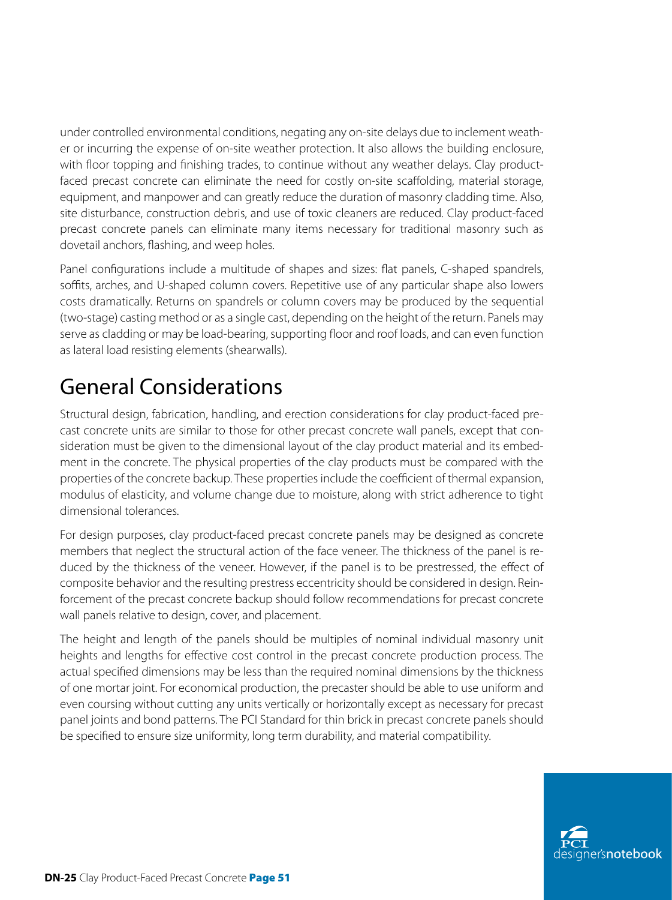under controlled environmental conditions, negating any on-site delays due to inclement weather or incurring the expense of on-site weather protection. It also allows the building enclosure, with floor topping and finishing trades, to continue without any weather delays. Clay product-faced precast concrete can eliminate the need for costly on-site scaffolding, material storage, equipment, and manpower and can greatly reduce the duration of masonry cladding time. Also, site disturbance, construction debris, and use of toxic cleaners are reduced. Clay product-faced precast concrete panels can eliminate many items necessary for traditional masonry such as dovetail anchors, flashing, and weep holes.

Panel configurations include a multitude of shapes and sizes: flat panels, C-shaped spandrels, soffits, arches, and U-shaped column covers. Repetitive use of any particular shape also lowers costs dramatically. Returns on spandrels or column covers may be produced by the sequential (two-stage) casting method or as a single cast, depending on the height of the return. Panels may serve as cladding or may be load-bearing, supporting floor and roof loads, and can even function as lateral load resisting elements (shearwalls).

# General Considerations

Structural design, fabrication, handling, and erection considerations for clay product-faced precast concrete units are similar to those for other precast concrete wall panels, except that consideration must be given to the dimensional layout of the clay product material and its embedment in the concrete. The physical properties of the clay products must be compared with the properties of the concrete backup. These properties include the coefficient of thermal expansion, modulus of elasticity, and volume change due to moisture, along with strict adherence to tight dimensional tolerances.

For design purposes, clay product-faced precast concrete panels may be designed as concrete members that neglect the structural action of the face veneer. The thickness of the panel is reduced by the thickness of the veneer. However, if the panel is to be prestressed, the effect of composite behavior and the resulting prestress eccentricity should be considered in design. Reinforcement of the precast concrete backup should follow recommendations for precast concrete wall panels relative to design, cover, and placement.

The height and length of the panels should be multiples of nominal individual masonry unit heights and lengths for effective cost control in the precast concrete production process. The actual specified dimensions may be less than the required nominal dimensions by the thickness of one mortar joint. For economical production, the precaster should be able to use uniform and even coursing without cutting any units vertically or horizontally except as necessary for precast panel joints and bond patterns. The PCI Standard for thin brick in precast concrete panels should be specified to ensure size uniformity, long term durability, and material compatibility.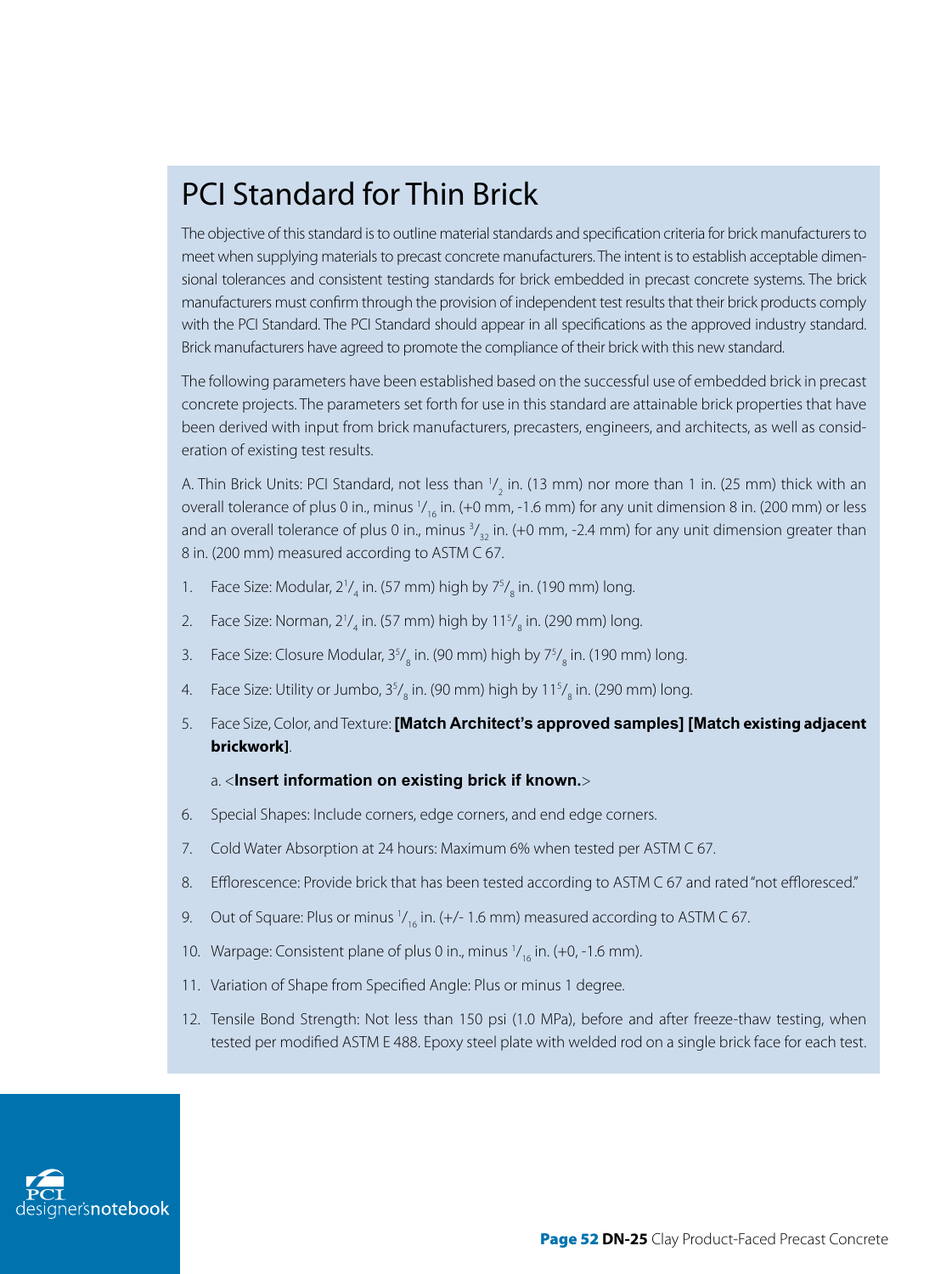# PCI Standard for Thin Brick

The objective of this standard is to outline material standards and specification criteria for brick manufacturers to meet when supplying materials to precast concrete manufacturers. The intent is to establish acceptable dimensional tolerances and consistent testing standards for brick embedded in precast concrete systems. The brick manufacturers must confirm through the provision of independent test results that their brick products comply with the PCI Standard. The PCI Standard should appear in all specifications as the approved industry standard. Brick manufacturers have agreed to promote the compliance of their brick with this new standard.

The following parameters have been established based on the successful use of embedded brick in precast concrete projects. The parameters set forth for use in this standard are attainable brick properties that have been derived with input from brick manufacturers, precasters, engineers, and architects, as well as consideration of existing test results.

A. Thin Brick Units: PCI Standard, not less than $^1/_2$ in. (13 mm) nor more than 1 in. (25 mm) thick with an overall tolerance of plus 0 in., minus $^1/_{16}$ in. (+0 mm, -1.6 mm) for any unit dimension 8 in. (200 mm) or less and an overall tolerance of plus 0 in., minus $^3/_{32}$ in. (+0 mm, -2.4 mm) for any unit dimension greater than 8 in. (200 mm) measured according to ASTM C 67.

1. Face Size: Modular, $2^1/_4$ in. (57 mm) high by $7^5/_8$ in. (190 mm) long.
2. Face Size: Norman, $2^1/_4$ in. (57 mm) high by $11^5/_8$ in. (290 mm) long.
3. Face Size: Closure Modular, $3^5/_8$ in. (90 mm) high by $7^5/_8$ in. (190 mm) long.
4. Face Size: Utility or Jumbo, $3^5/_8$ in. (90 mm) high by $11^5/_8$ in. (290 mm) long.
5. Face Size, Color, and Texture: **[Match Architect's approved samples] [Match existing adjacent brickwork]**.
   a. <**Insert information on existing brick if known.**>
6. Special Shapes: Include corners, edge corners, and end edge corners.
7. Cold Water Absorption at 24 hours: Maximum 6% when tested per ASTM C 67.
8. Efflorescence: Provide brick that has been tested according to ASTM C 67 and rated "not effloresced."
9. Out of Square: Plus or minus $^1/_{16}$ in. (+/- 1.6 mm) measured according to ASTM C 67.
10. Warpage: Consistent plane of plus 0 in., minus $^1/_{16}$ in. (+0, -1.6 mm).
11. Variation of Shape from Specified Angle: Plus or minus 1 degree.
12. Tensile Bond Strength: Not less than 150 psi (1.0 MPa), before and after freeze-thaw testing, when tested per modified ASTM E 488. Epoxy steel plate with welded rod on a single brick face for each test.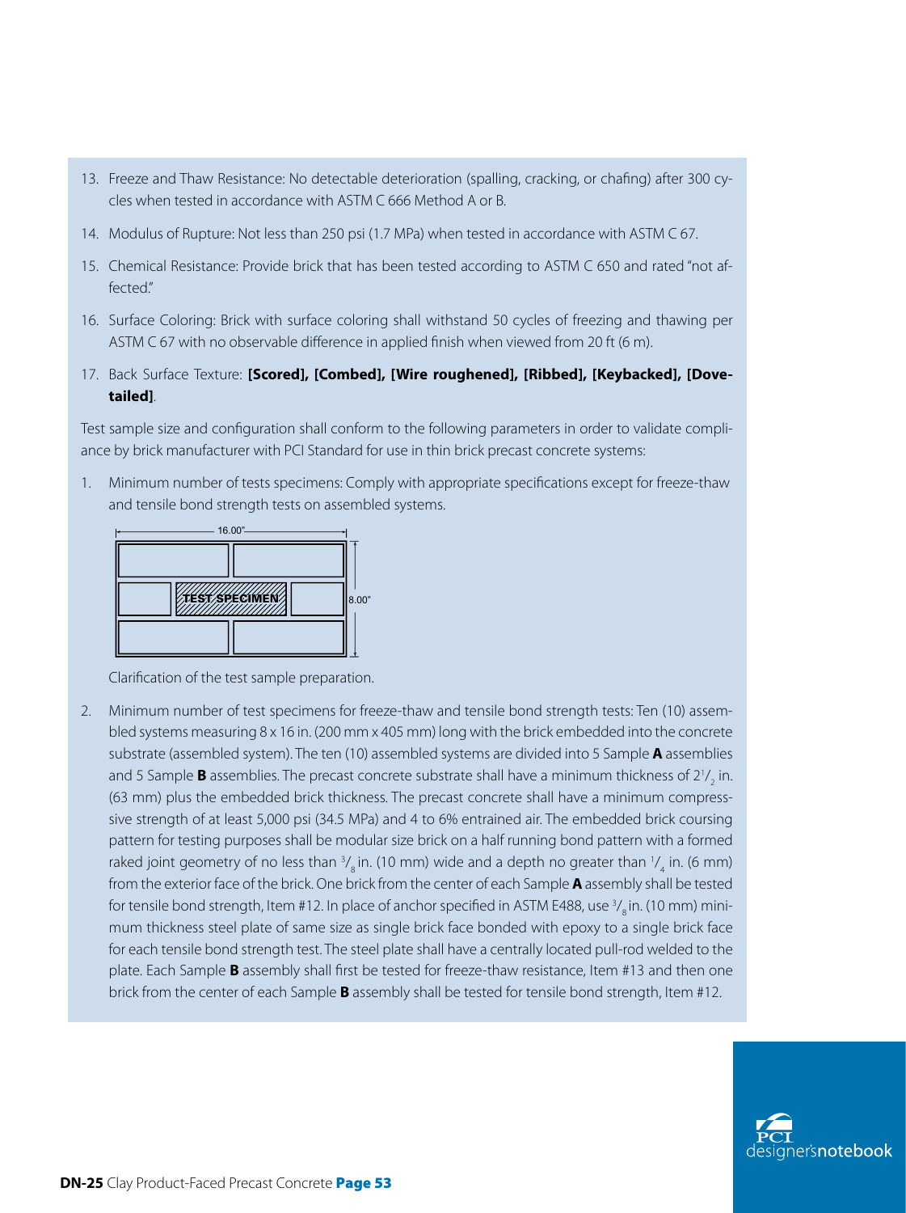13. Freeze and Thaw Resistance: No detectable deterioration (spalling, cracking, or chafing) after 300 cycles when tested in accordance with ASTM C 666 Method A or B.

14. Modulus of Rupture: Not less than 250 psi (1.7 MPa) when tested in accordance with ASTM C 67.

15. Chemical Resistance: Provide brick that has been tested according to ASTM C 650 and rated "not affected."

16. Surface Coloring: Brick with surface coloring shall withstand 50 cycles of freezing and thawing per ASTM C 67 with no observable difference in applied finish when viewed from 20 ft (6 m).

17. Back Surface Texture: **[Scored], [Combed], [Wire roughened], [Ribbed], [Keybacked], [Dovetailed]**.

Test sample size and configuration shall conform to the following parameters in order to validate compliance by brick manufacturer with PCI Standard for use in thin brick precast concrete systems:

1. Minimum number of tests specimens: Comply with appropriate specifications except for freeze-thaw and tensile bond strength tests on assembled systems.

   16.00" | 8.00" | TEST SPECIMEN

   Clarification of the test sample preparation.

2. Minimum number of test specimens for freeze-thaw and tensile bond strength tests: Ten (10) assembled systems measuring 8 x 16 in. (200 mm x 405 mm) long with the brick embedded into the concrete substrate (assembled system). The ten (10) assembled systems are divided into 5 Sample **A** assemblies and 5 Sample **B** assemblies. The precast concrete substrate shall have a minimum thickness of $2^1/_2$ in. (63 mm) plus the embedded brick thickness. The precast concrete shall have a minimum compressive strength of at least 5,000 psi (34.5 MPa) and 4 to 6% entrained air. The embedded brick coursing pattern for testing purposes shall be modular size brick on a half running bond pattern with a formed raked joint geometry of no less than $^3/_8$ in. (10 mm) wide and a depth no greater than $^1/_4$ in. (6 mm) from the exterior face of the brick. One brick from the center of each Sample **A** assembly shall be tested for tensile bond strength, Item #12. In place of anchor specified in ASTM E488, use $^3/_8$ in. (10 mm) minimum thickness steel plate of same size as single brick face bonded with epoxy to a single brick face for each tensile bond strength test. The steel plate shall have a centrally located pull-rod welded to the plate. Each Sample **B** assembly shall first be tested for freeze-thaw resistance, Item #13 and then one brick from the center of each Sample **B** assembly shall be tested for tensile bond strength, Item #12.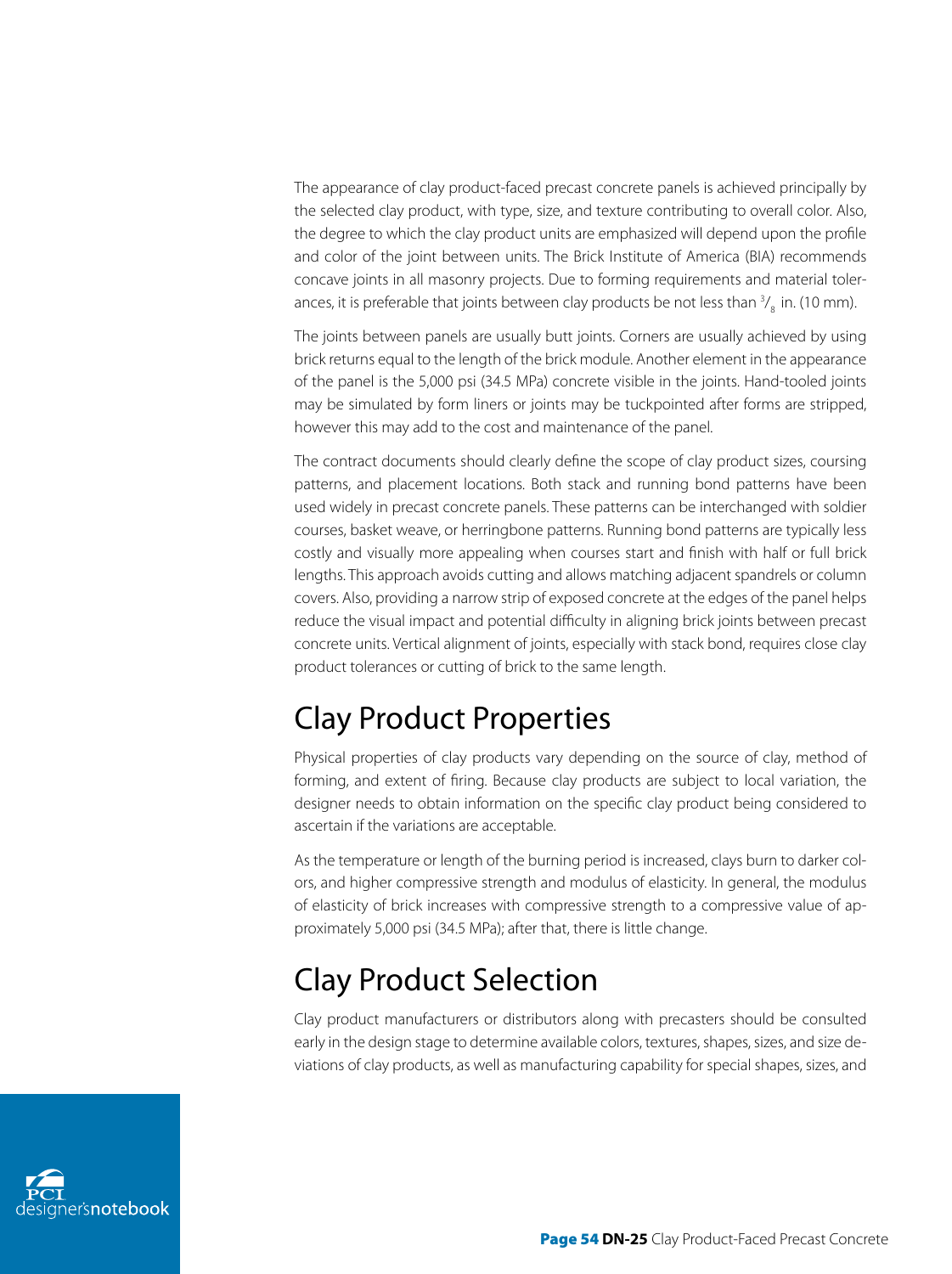The appearance of clay product-faced precast concrete panels is achieved principally by the selected clay product, with type, size, and texture contributing to overall color. Also, the degree to which the clay product units are emphasized will depend upon the profile and color of the joint between units. The Brick Institute of America (BIA) recommends concave joints in all masonry projects. Due to forming requirements and material tolerances, it is preferable that joints between clay products be not less than $^{3}/_{8}$ in. (10 mm).

The joints between panels are usually butt joints. Corners are usually achieved by using brick returns equal to the length of the brick module. Another element in the appearance of the panel is the 5,000 psi (34.5 MPa) concrete visible in the joints. Hand-tooled joints may be simulated by form liners or joints may be tuckpointed after forms are stripped, however this may add to the cost and maintenance of the panel.

The contract documents should clearly define the scope of clay product sizes, coursing patterns, and placement locations. Both stack and running bond patterns have been used widely in precast concrete panels. These patterns can be interchanged with soldier courses, basket weave, or herringbone patterns. Running bond patterns are typically less costly and visually more appealing when courses start and finish with half or full brick lengths. This approach avoids cutting and allows matching adjacent spandrels or column covers. Also, providing a narrow strip of exposed concrete at the edges of the panel helps reduce the visual impact and potential difficulty in aligning brick joints between precast concrete units. Vertical alignment of joints, especially with stack bond, requires close clay product tolerances or cutting of brick to the same length.

## Clay Product Properties

Physical properties of clay products vary depending on the source of clay, method of forming, and extent of firing. Because clay products are subject to local variation, the designer needs to obtain information on the specific clay product being considered to ascertain if the variations are acceptable.

As the temperature or length of the burning period is increased, clays burn to darker colors, and higher compressive strength and modulus of elasticity. In general, the modulus of elasticity of brick increases with compressive strength to a compressive value of approximately 5,000 psi (34.5 MPa); after that, there is little change.

## Clay Product Selection

Clay product manufacturers or distributors along with precasters should be consulted early in the design stage to determine available colors, textures, shapes, sizes, and size deviations of clay products, as well as manufacturing capability for special shapes, sizes, and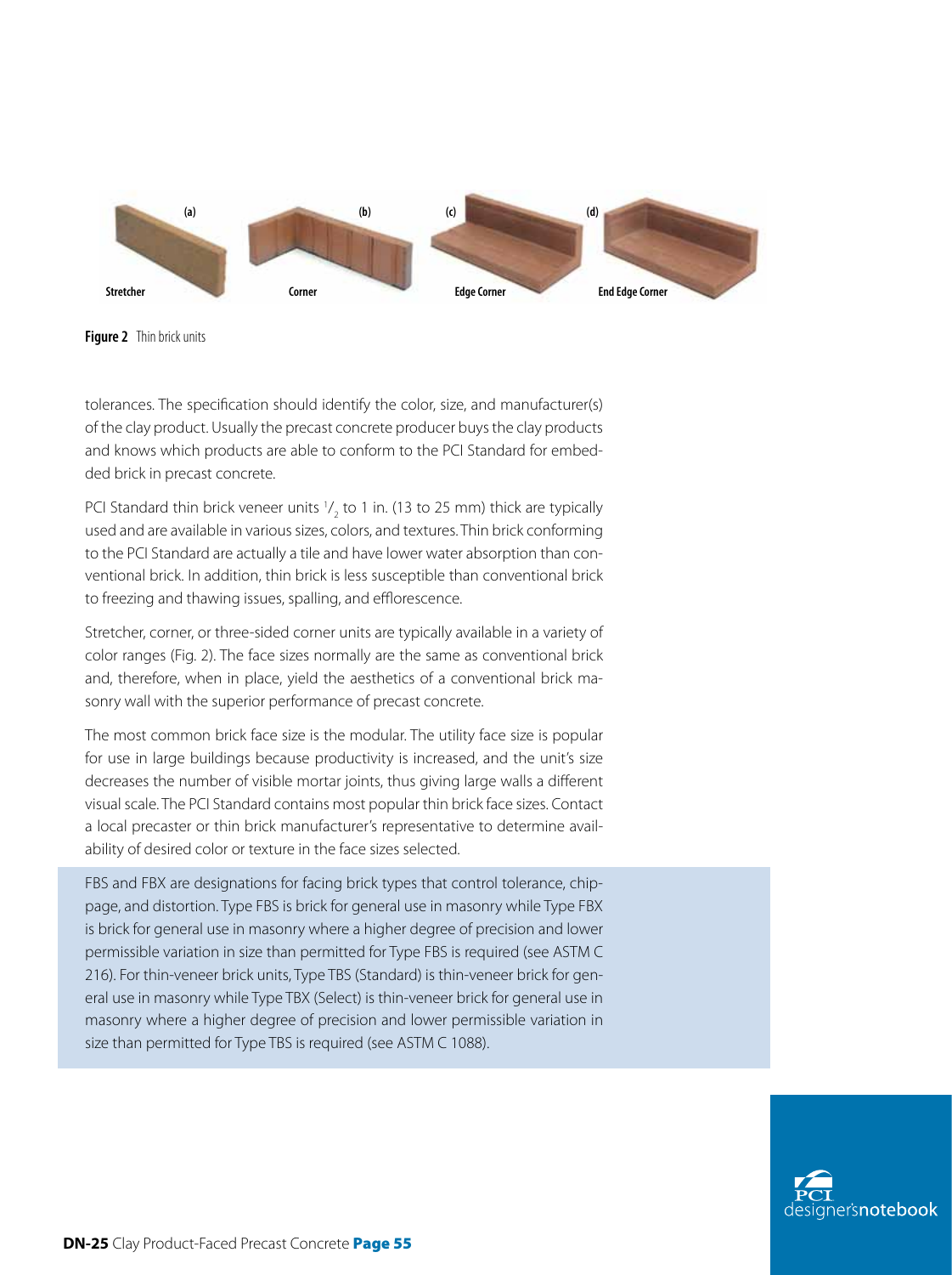(a) Stretcher (b) Corner (c) Edge Corner (d) End Edge Corner

**Figure 2** Thin brick units

tolerances. The specification should identify the color, size, and manufacturer(s) of the clay product. Usually the precast concrete producer buys the clay products and knows which products are able to conform to the PCI Standard for embedded brick in precast concrete.

PCI Standard thin brick veneer units $^1/_2$ to 1 in. (13 to 25 mm) thick are typically used and are available in various sizes, colors, and textures. Thin brick conforming to the PCI Standard are actually a tile and have lower water absorption than conventional brick. In addition, thin brick is less susceptible than conventional brick to freezing and thawing issues, spalling, and efflorescence.

Stretcher, corner, or three-sided corner units are typically available in a variety of color ranges (Fig. 2). The face sizes normally are the same as conventional brick and, therefore, when in place, yield the aesthetics of a conventional brick masonry wall with the superior performance of precast concrete.

The most common brick face size is the modular. The utility face size is popular for use in large buildings because productivity is increased, and the unit's size decreases the number of visible mortar joints, thus giving large walls a different visual scale. The PCI Standard contains most popular thin brick face sizes. Contact a local precaster or thin brick manufacturer's representative to determine availability of desired color or texture in the face sizes selected.

FBS and FBX are designations for facing brick types that control tolerance, chippage, and distortion. Type FBS is brick for general use in masonry while Type FBX is brick for general use in masonry where a higher degree of precision and lower permissible variation in size than permitted for Type FBS is required (see ASTM C 216). For thin-veneer brick units, Type TBS (Standard) is thin-veneer brick for general use in masonry while Type TBX (Select) is thin-veneer brick for general use in masonry where a higher degree of precision and lower permissible variation in size than permitted for Type TBS is required (see ASTM C 1088).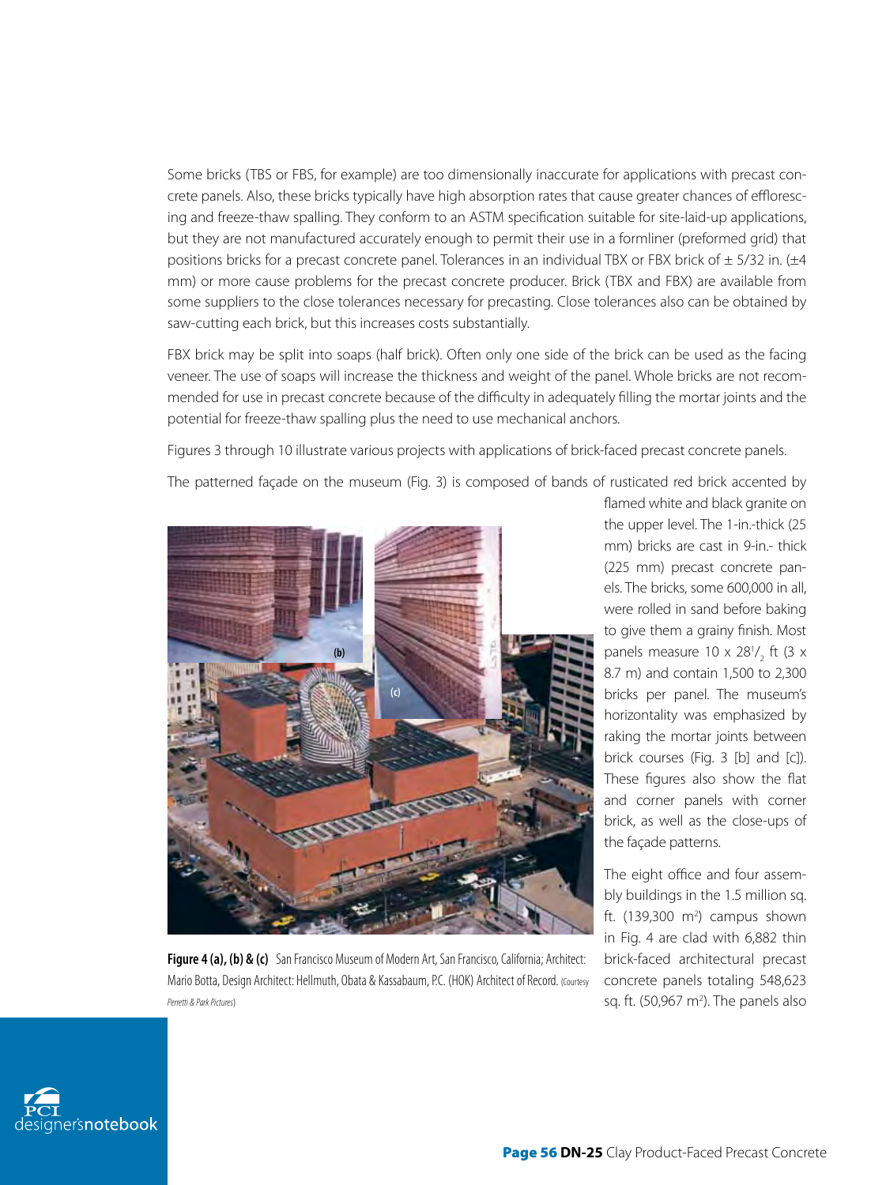Some bricks (TBS or FBS, for example) are too dimensionally inaccurate for applications with precast concrete panels. Also, these bricks typically have high absorption rates that cause greater chances of efflorescing and freeze-thaw spalling. They conform to an ASTM specification suitable for site-laid-up applications, but they are not manufactured accurately enough to permit their use in a formliner (preformed grid) that positions bricks for a precast concrete panel. Tolerances in an individual TBX or FBX brick of ± 5/32 in. (±4 mm) or more cause problems for the precast concrete producer. Brick (TBX and FBX) are available from some suppliers to the close tolerances necessary for precasting. Close tolerances also can be obtained by saw-cutting each brick, but this increases costs substantially.

FBX brick may be split into soaps (half brick). Often only one side of the brick can be used as the facing veneer. The use of soaps will increase the thickness and weight of the panel. Whole bricks are not recommended for use in precast concrete because of the difficulty in adequately filling the mortar joints and the potential for freeze-thaw spalling plus the need to use mechanical anchors.

Figures 3 through 10 illustrate various projects with applications of brick-faced precast concrete panels.

The patterned façade on the museum (Fig. 3) is composed of bands of rusticated red brick accented by flamed white and black granite on the upper level. The 1-in.-thick (25 mm) bricks are cast in 9-in.- thick (225 mm) precast concrete panels. The bricks, some 600,000 in all, were rolled in sand before baking to give them a grainy finish. Most panels measure 10 x 28$^1/_2$ ft (3 x 8.7 m) and contain 1,500 to 2,300 bricks per panel. The museum's horizontality was emphasized by raking the mortar joints between brick courses (Fig. 3 [b] and [c]). These figures also show the flat and corner panels with corner brick, as well as the close-ups of the façade patterns.

**Figure 4 (a), (b) & (c)** San Francisco Museum of Modern Art, San Francisco, California; Architect: Mario Botta, Design Architect: Hellmuth, Obata & Kassabaum, P.C. (HOK) Architect of Record. (Courtesy *Perretti & Park Pictures*)

The eight office and four assembly buildings in the 1.5 million sq. ft. (139,300 m²) campus shown in Fig. 4 are clad with 6,882 thin brick-faced architectural precast concrete panels totaling 548,623 sq. ft. (50,967 m²). The panels also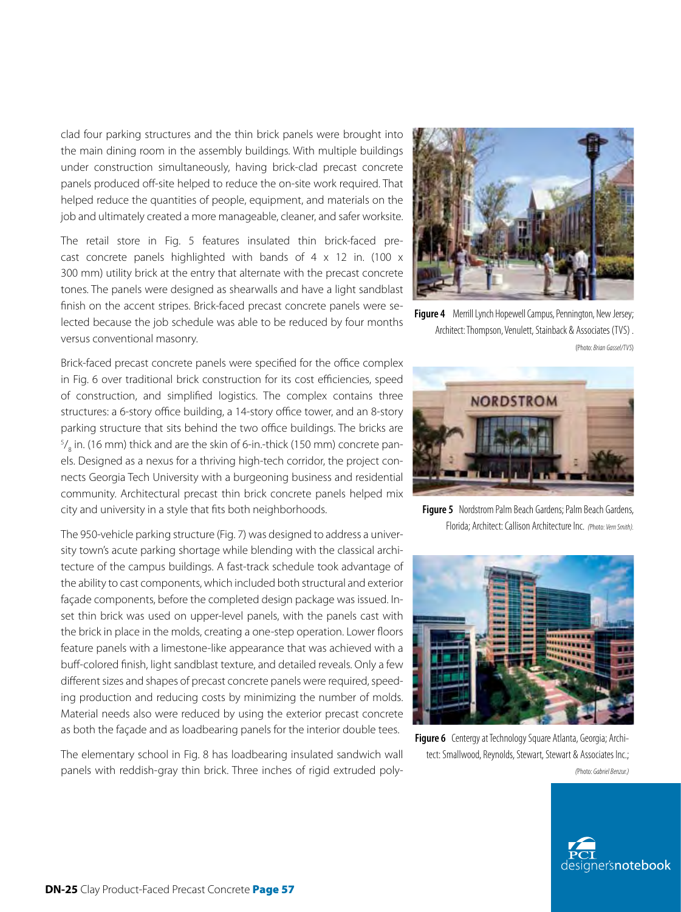clad four parking structures and the thin brick panels were brought into the main dining room in the assembly buildings. With multiple buildings under construction simultaneously, having brick-clad precast concrete panels produced off-site helped to reduce the on-site work required. That helped reduce the quantities of people, equipment, and materials on the job and ultimately created a more manageable, cleaner, and safer worksite.

The retail store in Fig. 5 features insulated thin brick-faced precast concrete panels highlighted with bands of 4 x 12 in. (100 x 300 mm) utility brick at the entry that alternate with the precast concrete tones. The panels were designed as shearwalls and have a light sandblast finish on the accent stripes. Brick-faced precast concrete panels were selected because the job schedule was able to be reduced by four months versus conventional masonry.

Brick-faced precast concrete panels were specified for the office complex in Fig. 6 over traditional brick construction for its cost efficiencies, speed of construction, and simplified logistics. The complex contains three structures: a 6-story office building, a 14-story office tower, and an 8-story parking structure that sits behind the two office buildings. The bricks are $^5/_8$ in. (16 mm) thick and are the skin of 6-in.-thick (150 mm) concrete panels. Designed as a nexus for a thriving high-tech corridor, the project connects Georgia Tech University with a burgeoning business and residential community. Architectural precast thin brick concrete panels helped mix city and university in a style that fits both neighborhoods.

The 950-vehicle parking structure (Fig. 7) was designed to address a university town's acute parking shortage while blending with the classical architecture of the campus buildings. A fast-track schedule took advantage of the ability to cast components, which included both structural and exterior façade components, before the completed design package was issued. Inset thin brick was used on upper-level panels, with the panels cast with the brick in place in the molds, creating a one-step operation. Lower floors feature panels with a limestone-like appearance that was achieved with a buff-colored finish, light sandblast texture, and detailed reveals. Only a few different sizes and shapes of precast concrete panels were required, speeding production and reducing costs by minimizing the number of molds. Material needs also were reduced by using the exterior precast concrete as both the façade and as loadbearing panels for the interior double tees.

The elementary school in Fig. 8 has loadbearing insulated sandwich wall panels with reddish-gray thin brick. Three inches of rigid extruded poly-

**Figure 4** Merrill Lynch Hopewell Campus, Pennington, New Jersey; Architect: Thompson, Venulett, Stainback & Associates (TVS). (Photo: *Brian Gassel/TVS*)

**Figure 5** Nordstrom Palm Beach Gardens; Palm Beach Gardens, Florida; Architect: Callison Architecture Inc. (Photo: *Vern Smith*).

**Figure 6** Centergy at Technology Square Atlanta, Georgia; Architect: Smallwood, Reynolds, Stewart, Stewart & Associates Inc.; (Photo: *Gabriel Benzur.*)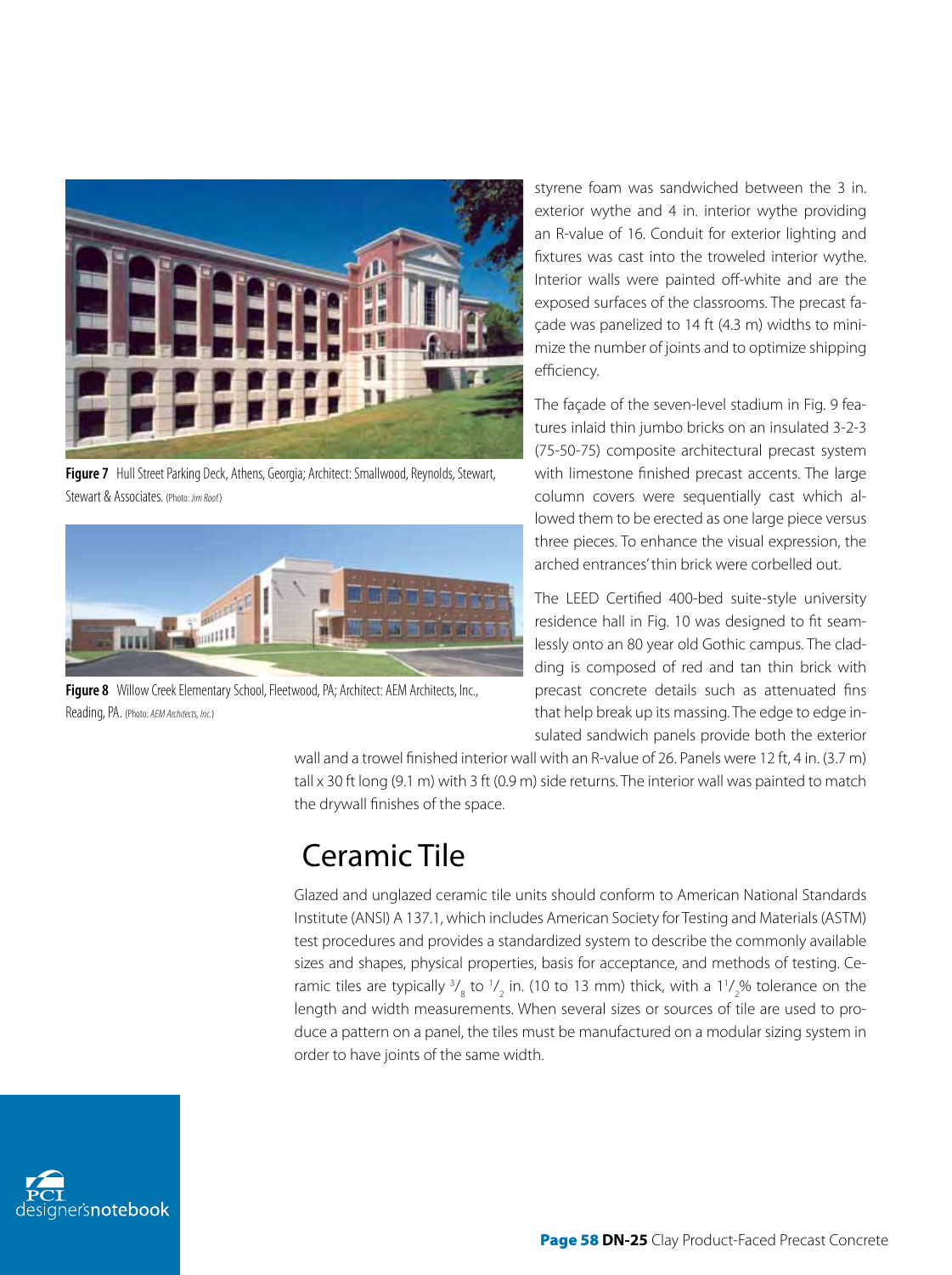Figure 7 Hull Street Parking Deck, Athens, Georgia; Architect: Smallwood, Reynolds, Stewart, Stewart & Associates. (Photo: *Jim Roof.*)

Figure 8 Willow Creek Elementary School, Fleetwood, PA; Architect: AEM Architects, Inc., Reading, PA. (Photo: *AEM Architects, Inc.*)

styrene foam was sandwiched between the 3 in. exterior wythe and 4 in. interior wythe providing an R-value of 16. Conduit for exterior lighting and fixtures was cast into the troweled interior wythe. Interior walls were painted off-white and are the exposed surfaces of the classrooms. The precast façade was panelized to 14 ft (4.3 m) widths to minimize the number of joints and to optimize shipping efficiency.

The façade of the seven-level stadium in Fig. 9 features inlaid thin jumbo bricks on an insulated 3-2-3 (75-50-75) composite architectural precast system with limestone finished precast accents. The large column covers were sequentially cast which allowed them to be erected as one large piece versus three pieces. To enhance the visual expression, the arched entrances' thin brick were corbelled out.

The LEED Certified 400-bed suite-style university residence hall in Fig. 10 was designed to fit seamlessly onto an 80 year old Gothic campus. The cladding is composed of red and tan thin brick with precast concrete details such as attenuated fins that help break up its massing. The edge to edge insulated sandwich panels provide both the exterior wall and a trowel finished interior wall with an R-value of 26. Panels were 12 ft, 4 in. (3.7 m) tall x 30 ft long (9.1 m) with 3 ft (0.9 m) side returns. The interior wall was painted to match the drywall finishes of the space.

## Ceramic Tile

Glazed and unglazed ceramic tile units should conform to American National Standards Institute (ANSI) A 137.1, which includes American Society for Testing and Materials (ASTM) test procedures and provides a standardized system to describe the commonly available sizes and shapes, physical properties, basis for acceptance, and methods of testing. Ceramic tiles are typically $^3/_8$ to $^1/_2$ in. (10 to 13 mm) thick, with a $1^1/_2$% tolerance on the length and width measurements. When several sizes or sources of tile are used to produce a pattern on a panel, the tiles must be manufactured on a modular sizing system in order to have joints of the same width.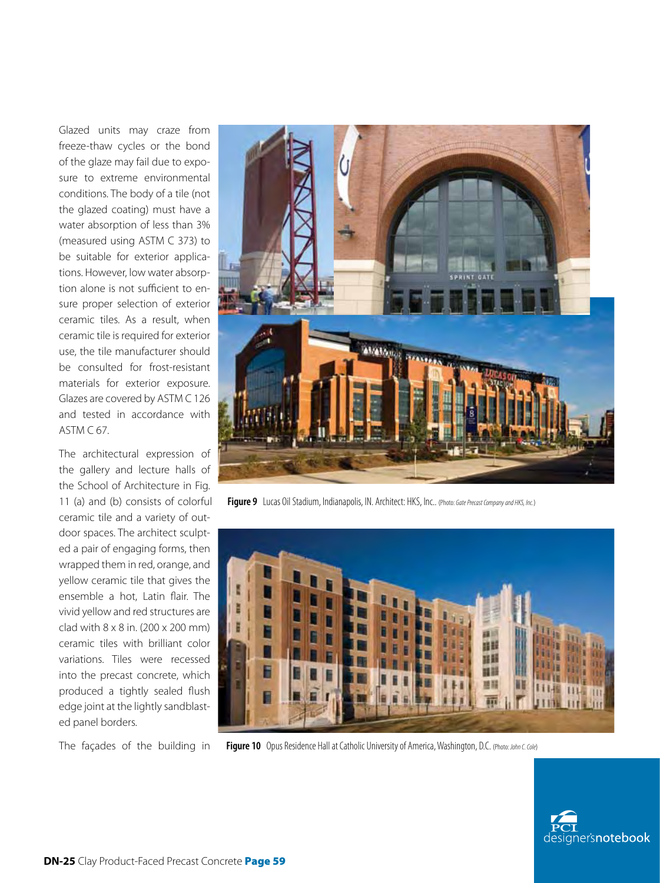Glazed units may craze from freeze-thaw cycles or the bond of the glaze may fail due to exposure to extreme environmental conditions. The body of a tile (not the glazed coating) must have a water absorption of less than 3% (measured using ASTM C 373) to be suitable for exterior applications. However, low water absorption alone is not sufficient to ensure proper selection of exterior ceramic tiles. As a result, when ceramic tile is required for exterior use, the tile manufacturer should be consulted for frost-resistant materials for exterior exposure. Glazes are covered by ASTM C 126 and tested in accordance with ASTM C 67.

The architectural expression of the gallery and lecture halls of the School of Architecture in Fig. 11 (a) and (b) consists of colorful ceramic tile and a variety of outdoor spaces. The architect sculpted a pair of engaging forms, then wrapped them in red, orange, and yellow ceramic tile that gives the ensemble a hot, Latin flair. The vivid yellow and red structures are clad with 8 x 8 in. (200 x 200 mm) ceramic tiles with brilliant color variations. Tiles were recessed into the precast concrete, which produced a tightly sealed flush edge joint at the lightly sandblasted panel borders.

The façades of the building in

**Figure 9** Lucas Oil Stadium, Indianapolis, IN. Architect: HKS, Inc.. (Photo: *Gate Precast Company and HKS, Inc.*)

**Figure 10** Opus Residence Hall at Catholic University of America, Washington, D.C. (Photo: *John C. Cole*)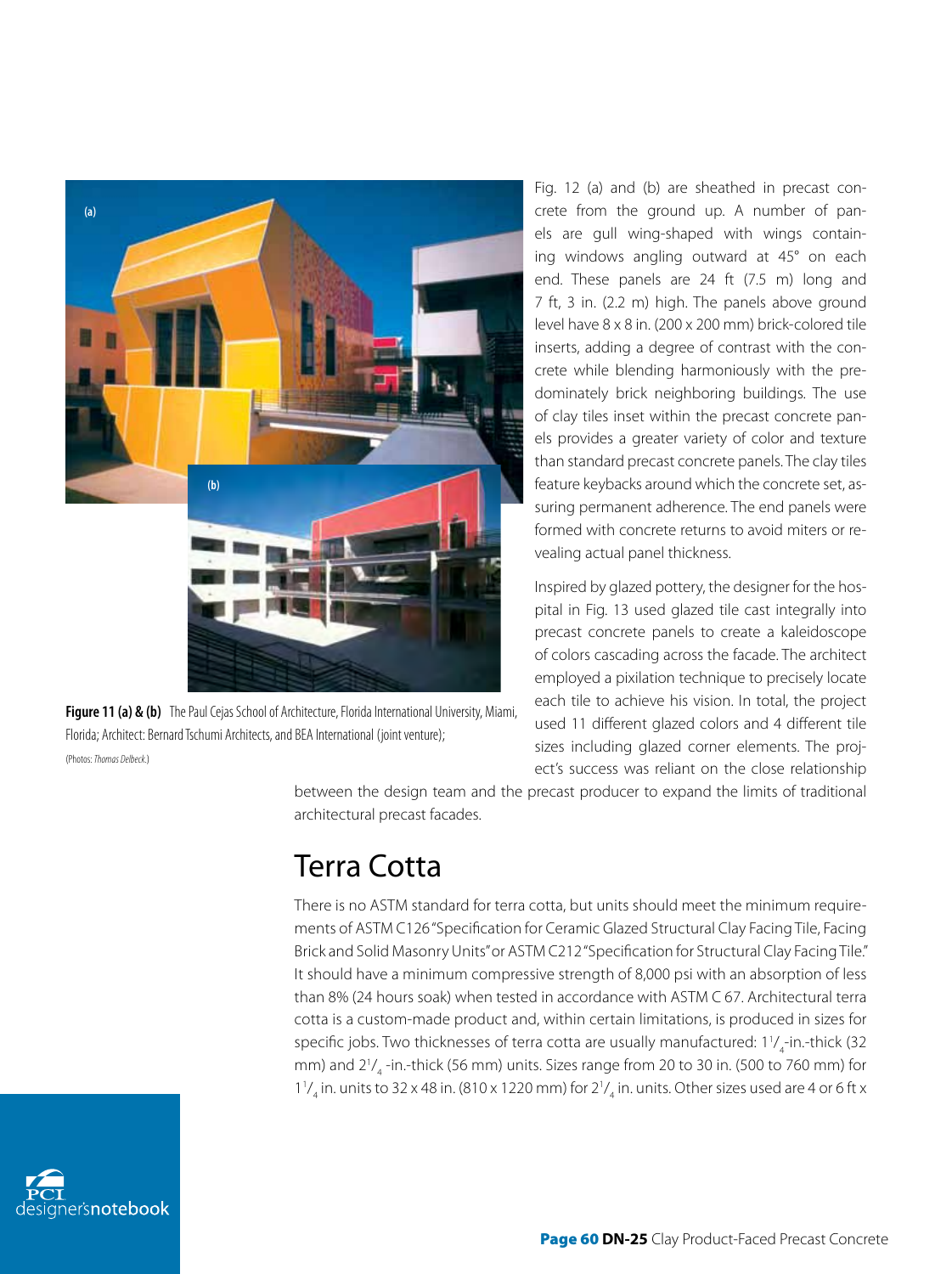Figure 11 (a) & (b) The Paul Cejas School of Architecture, Florida International University, Miami, Florida; Architect: Bernard Tschumi Architects, and BEA International (joint venture);

(Photos: *Thomas Delbeck.*)

Fig. 12 (a) and (b) are sheathed in precast concrete from the ground up. A number of panels are gull wing-shaped with wings containing windows angling outward at 45° on each end. These panels are 24 ft (7.5 m) long and 7 ft, 3 in. (2.2 m) high. The panels above ground level have 8 x 8 in. (200 x 200 mm) brick-colored tile inserts, adding a degree of contrast with the concrete while blending harmoniously with the predominately brick neighboring buildings. The use of clay tiles inset within the precast concrete panels provides a greater variety of color and texture than standard precast concrete panels. The clay tiles feature keybacks around which the concrete set, assuring permanent adherence. The end panels were formed with concrete returns to avoid miters or revealing actual panel thickness.

Inspired by glazed pottery, the designer for the hospital in Fig. 13 used glazed tile cast integrally into precast concrete panels to create a kaleidoscope of colors cascading across the facade. The architect employed a pixilation technique to precisely locate each tile to achieve his vision. In total, the project used 11 different glazed colors and 4 different tile sizes including glazed corner elements. The project's success was reliant on the close relationship between the design team and the precast producer to expand the limits of traditional architectural precast facades.

## Terra Cotta

There is no ASTM standard for terra cotta, but units should meet the minimum requirements of ASTM C126 "Specification for Ceramic Glazed Structural Clay Facing Tile, Facing Brick and Solid Masonry Units" or ASTM C212 "Specification for Structural Clay Facing Tile." It should have a minimum compressive strength of 8,000 psi with an absorption of less than 8% (24 hours soak) when tested in accordance with ASTM C 67. Architectural terra cotta is a custom-made product and, within certain limitations, is produced in sizes for specific jobs. Two thicknesses of terra cotta are usually manufactured: $1^1/_4$-in.-thick (32 mm) and $2^1/_4$ -in.-thick (56 mm) units. Sizes range from 20 to 30 in. (500 to 760 mm) for $1^1/_4$ in. units to 32 x 48 in. (810 x 1220 mm) for $2^1/_4$ in. units. Other sizes used are 4 or 6 ft x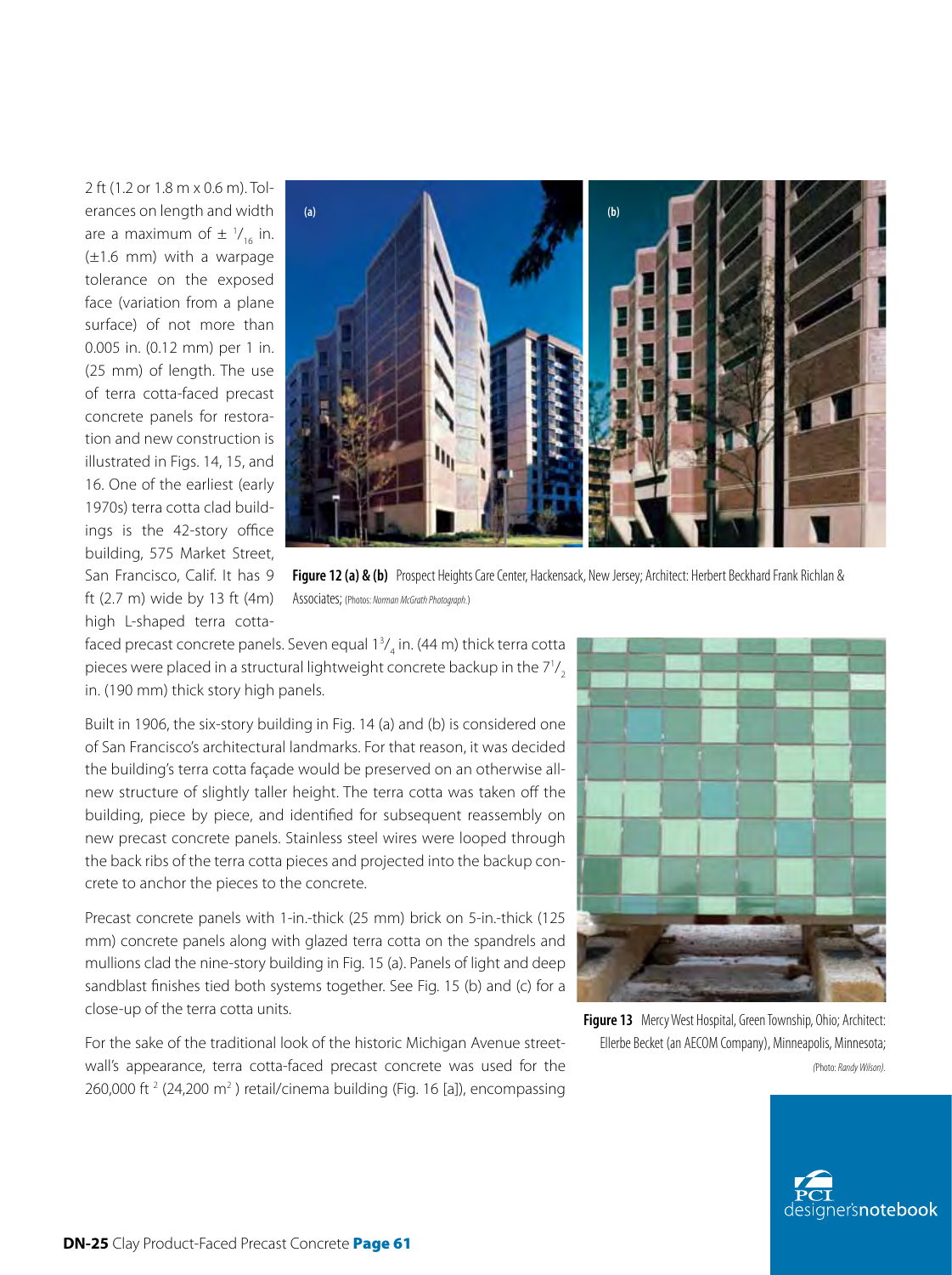2 ft (1.2 or 1.8 m x 0.6 m). Tolerances on length and width are a maximum of ± $^{1}/_{16}$ in. (±1.6 mm) with a warpage tolerance on the exposed face (variation from a plane surface) of not more than 0.005 in. (0.12 mm) per 1 in. (25 mm) of length. The use of terra cotta-faced precast concrete panels for restoration and new construction is illustrated in Figs. 14, 15, and 16. One of the earliest (early 1970s) terra cotta clad buildings is the 42-story office building, 575 Market Street, San Francisco, Calif. It has 9 ft (2.7 m) wide by 13 ft (4m) high L-shaped terra cotta-faced precast concrete panels. Seven equal 1$^{3}/_{4}$ in. (44 m) thick terra cotta pieces were placed in a structural lightweight concrete backup in the 7$^{1}/_{2}$ in. (190 mm) thick story high panels.

**Figure 12 (a) & (b)** Prospect Heights Care Center, Hackensack, New Jersey; Architect: Herbert Beckhard Frank Richlan & Associates; (Photos: *Norman McGrath Photograph*.)

Built in 1906, the six-story building in Fig. 14 (a) and (b) is considered one of San Francisco's architectural landmarks. For that reason, it was decided the building's terra cotta façade would be preserved on an otherwise all-new structure of slightly taller height. The terra cotta was taken off the building, piece by piece, and identified for subsequent reassembly on new precast concrete panels. Stainless steel wires were looped through the back ribs of the terra cotta pieces and projected into the backup concrete to anchor the pieces to the concrete.

Precast concrete panels with 1-in.-thick (25 mm) brick on 5-in.-thick (125 mm) concrete panels along with glazed terra cotta on the spandrels and mullions clad the nine-story building in Fig. 15 (a). Panels of light and deep sandblast finishes tied both systems together. See Fig. 15 (b) and (c) for a close-up of the terra cotta units.

For the sake of the traditional look of the historic Michigan Avenue streetwall's appearance, terra cotta-faced precast concrete was used for the 260,000 ft $^{2}$ (24,200 m$^{2}$ ) retail/cinema building (Fig. 16 [a]), encompassing

**Figure 13** Mercy West Hospital, Green Township, Ohio; Architect: Ellerbe Becket (an AECOM Company), Minneapolis, Minnesota; *(Photo: Randy Wilson)*.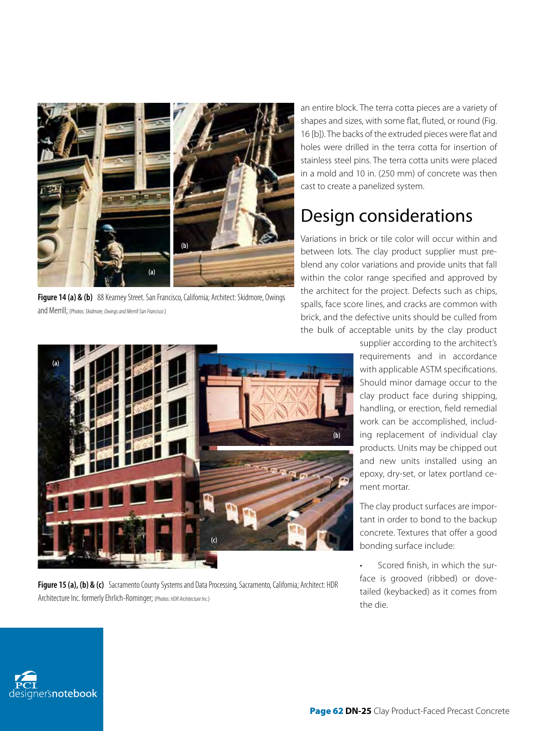Figure 14 (a) & (b) 88 Kearney Street. San Francisco, California; Architect: Skidmore, Owings and Merrill; (Photos: *Skidmore, Owings and Merrill San Francisco*.)

Figure 15 (a), (b) & (c) Sacramento County Systems and Data Processing, Sacramento, California; Architect: HDR Architecture Inc. formerly Ehrlich-Rominger; (Photos: *HDR Architecture Inc.*)

an entire block. The terra cotta pieces are a variety of shapes and sizes, with some flat, fluted, or round (Fig. 16 [b]). The backs of the extruded pieces were flat and holes were drilled in the terra cotta for insertion of stainless steel pins. The terra cotta units were placed in a mold and 10 in. (250 mm) of concrete was then cast to create a panelized system.

## Design considerations

Variations in brick or tile color will occur within and between lots. The clay product supplier must preblend any color variations and provide units that fall within the color range specified and approved by the architect for the project. Defects such as chips, spalls, face score lines, and cracks are common with brick, and the defective units should be culled from the bulk of acceptable units by the clay product supplier according to the architect's requirements and in accordance with applicable ASTM specifications. Should minor damage occur to the clay product face during shipping, handling, or erection, field remedial work can be accomplished, including replacement of individual clay products. Units may be chipped out and new units installed using an epoxy, dry-set, or latex portland cement mortar.

The clay product surfaces are important in order to bond to the backup concrete. Textures that offer a good bonding surface include:

- Scored finish, in which the surface is grooved (ribbed) or dovetailed (keybacked) as it comes from the die.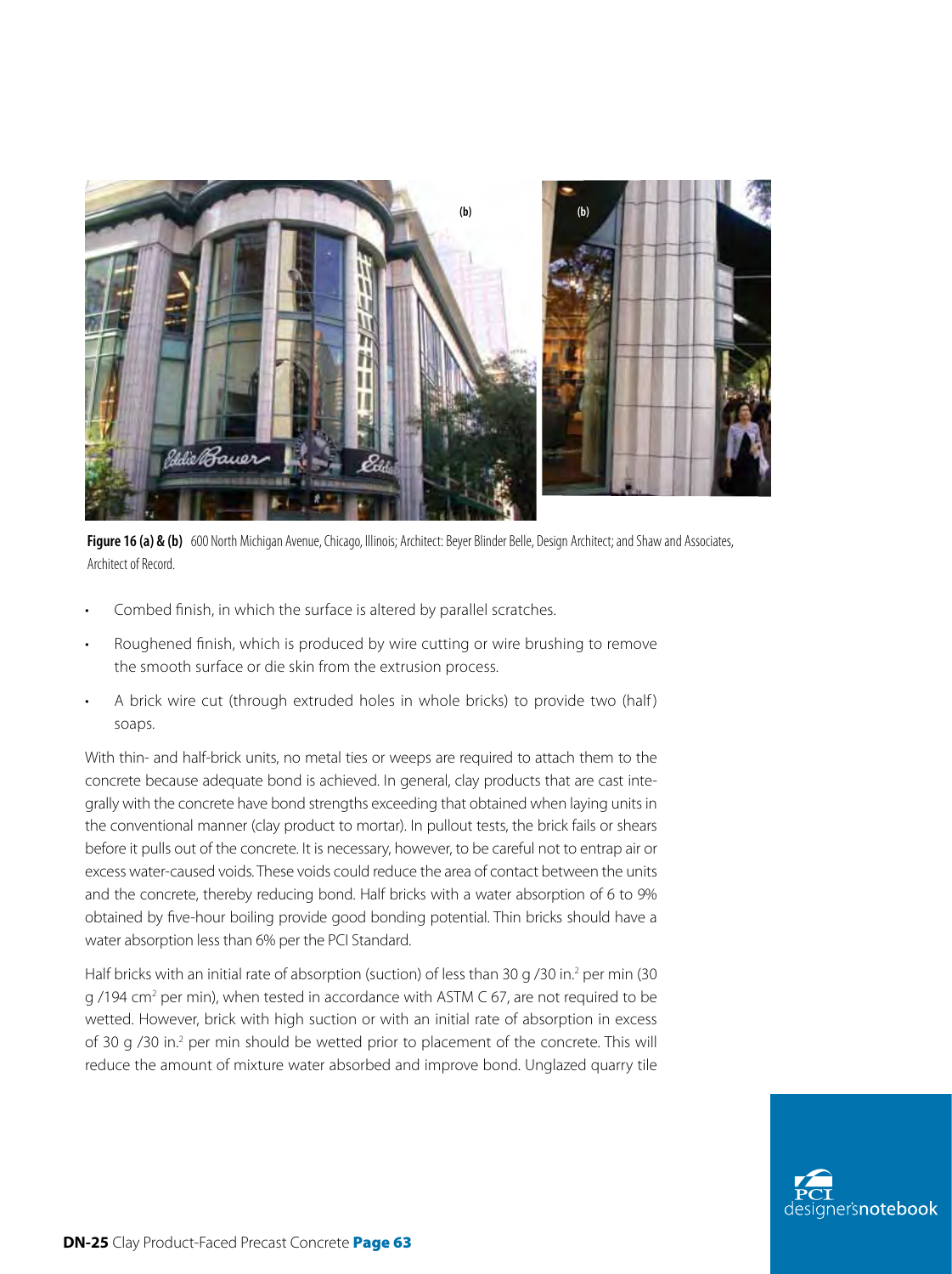**Figure 16 (a) & (b)** 600 North Michigan Avenue, Chicago, Illinois; Architect: Beyer Blinder Belle, Design Architect; and Shaw and Associates, Architect of Record.

- Combed finish, in which the surface is altered by parallel scratches.
- Roughened finish, which is produced by wire cutting or wire brushing to remove the smooth surface or die skin from the extrusion process.
- A brick wire cut (through extruded holes in whole bricks) to provide two (half) soaps.

With thin- and half-brick units, no metal ties or weeps are required to attach them to the concrete because adequate bond is achieved. In general, clay products that are cast integrally with the concrete have bond strengths exceeding that obtained when laying units in the conventional manner (clay product to mortar). In pullout tests, the brick fails or shears before it pulls out of the concrete. It is necessary, however, to be careful not to entrap air or excess water-caused voids. These voids could reduce the area of contact between the units and the concrete, thereby reducing bond. Half bricks with a water absorption of 6 to 9% obtained by five-hour boiling provide good bonding potential. Thin bricks should have a water absorption less than 6% per the PCI Standard.

Half bricks with an initial rate of absorption (suction) of less than 30 g /30 in.$^2$ per min (30 g /194 cm$^2$ per min), when tested in accordance with ASTM C 67, are not required to be wetted. However, brick with high suction or with an initial rate of absorption in excess of 30 g /30 in.$^2$ per min should be wetted prior to placement of the concrete. This will reduce the amount of mixture water absorbed and improve bond. Unglazed quarry tile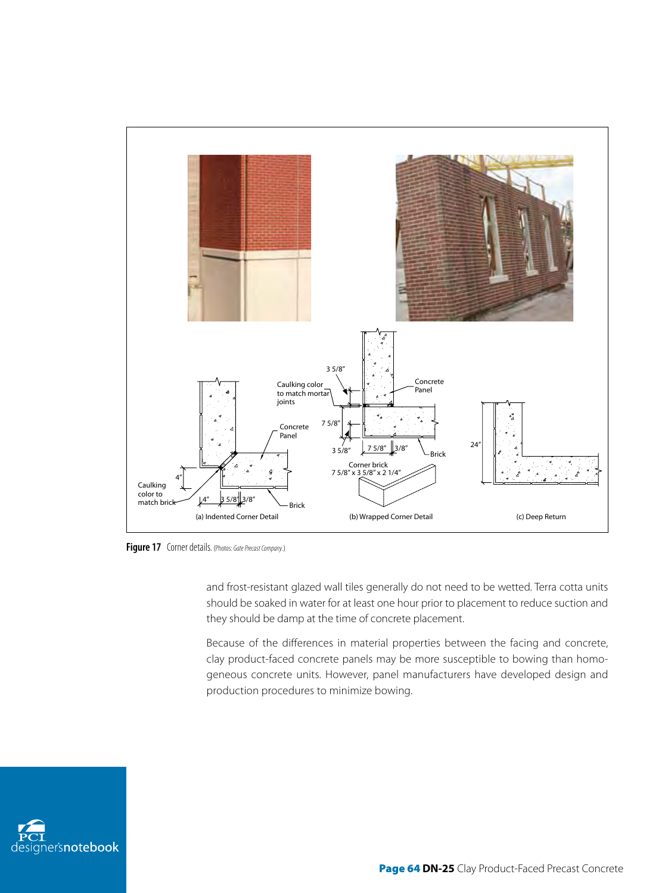**Figure 17** Corner details. (Photos: *Gate Precast Company*.)

and frost-resistant glazed wall tiles generally do not need to be wetted. Terra cotta units should be soaked in water for at least one hour prior to placement to reduce suction and they should be damp at the time of concrete placement.

Because of the differences in material properties between the facing and concrete, clay product-faced concrete panels may be more susceptible to bowing than homogeneous concrete units. However, panel manufacturers have developed design and production procedures to minimize bowing.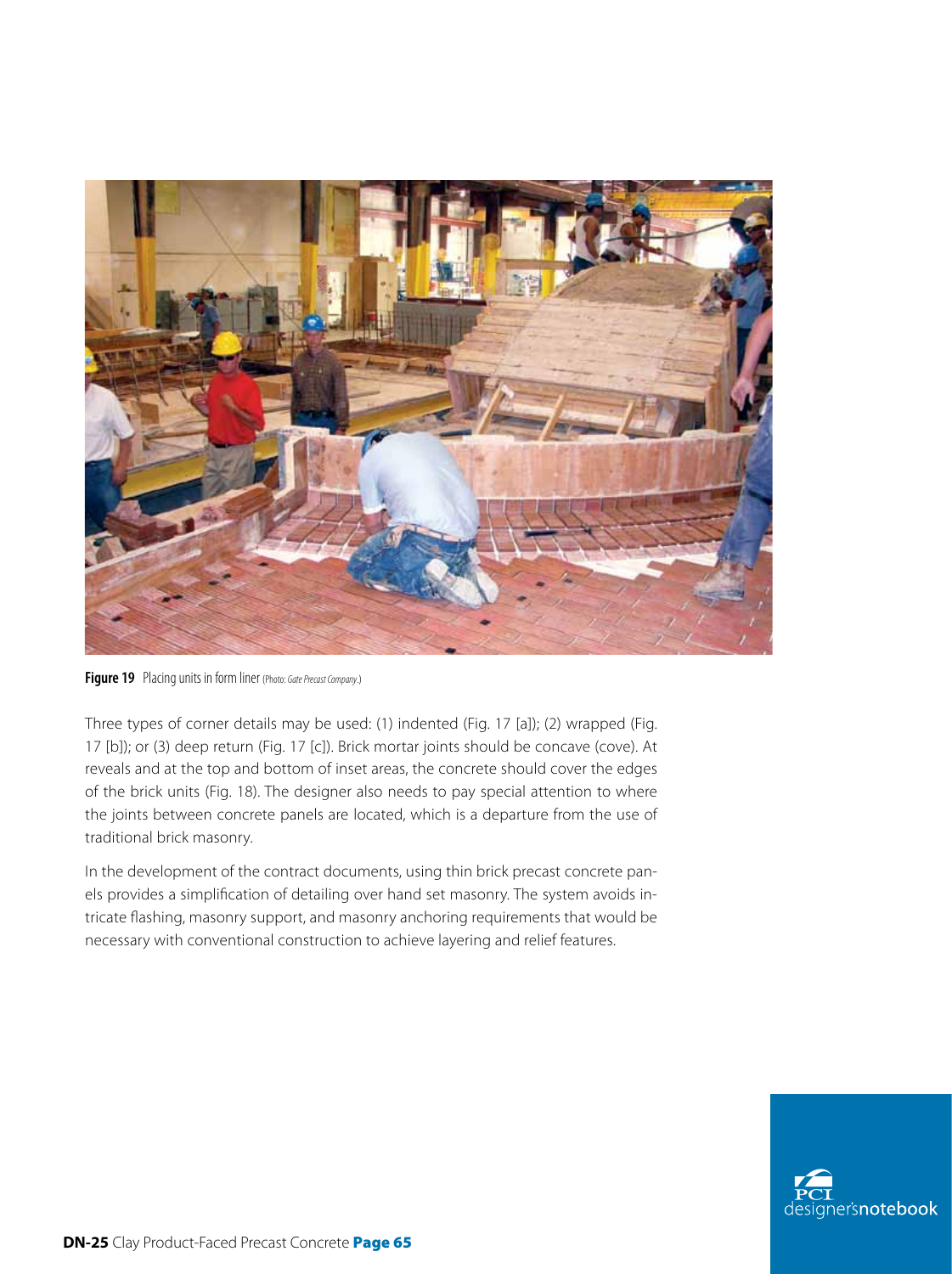**Figure 19** Placing units in form liner (Photo: *Gate Precast Company*.)

Three types of corner details may be used: (1) indented (Fig. 17 [a]); (2) wrapped (Fig. 17 [b]); or (3) deep return (Fig. 17 [c]). Brick mortar joints should be concave (cove). At reveals and at the top and bottom of inset areas, the concrete should cover the edges of the brick units (Fig. 18). The designer also needs to pay special attention to where the joints between concrete panels are located, which is a departure from the use of traditional brick masonry.

In the development of the contract documents, using thin brick precast concrete panels provides a simplification of detailing over hand set masonry. The system avoids intricate flashing, masonry support, and masonry anchoring requirements that would be necessary with conventional construction to achieve layering and relief features.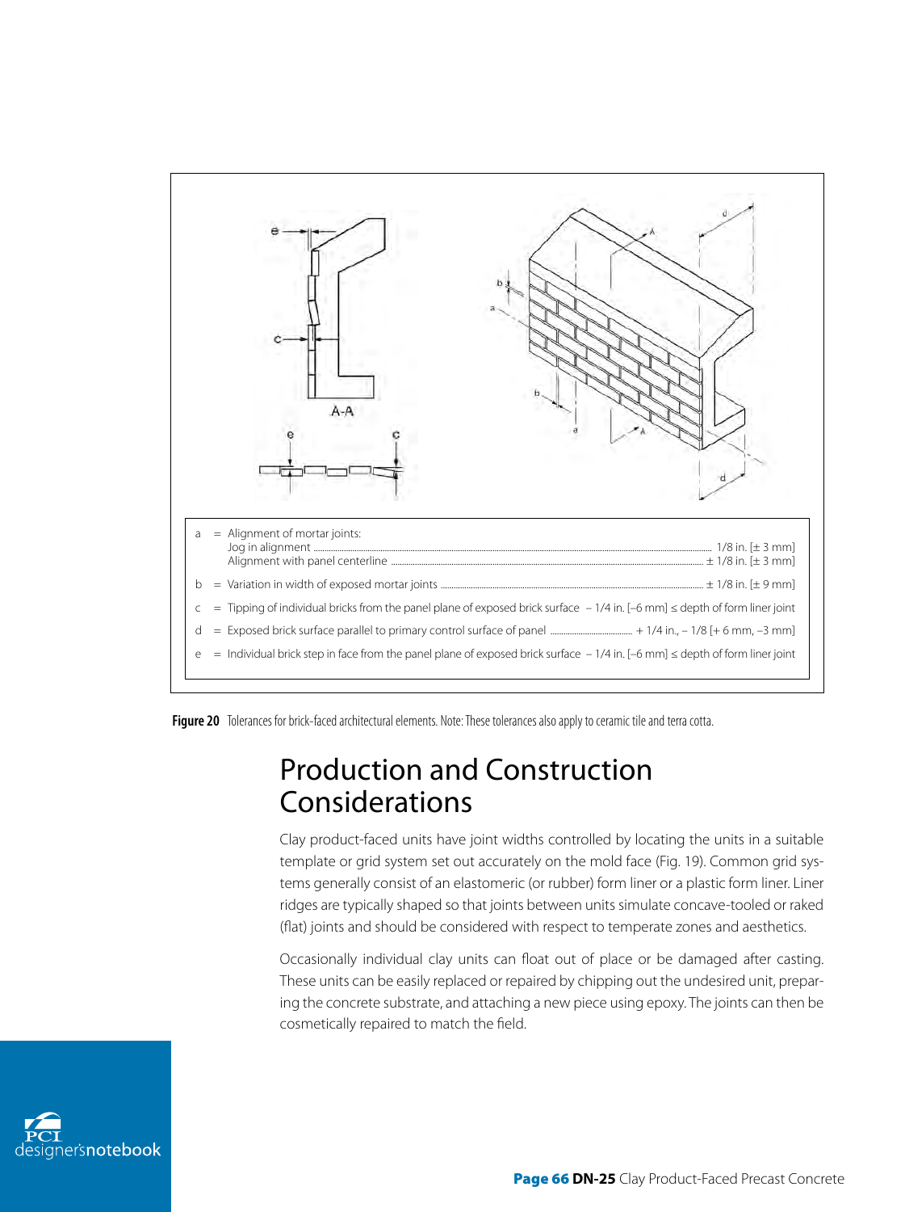a = Alignment of mortar joints:
Jog in alignment ........ 1/8 in. [± 3 mm]
Alignment with panel centerline ........ ± 1/8 in. [± 3 mm]

b = Variation in width of exposed mortar joints ........ ± 1/8 in. [± 9 mm]

c = Tipping of individual bricks from the panel plane of exposed brick surface – 1/4 in. [–6 mm] ≤ depth of form liner joint

d = Exposed brick surface parallel to primary control surface of panel ........ + 1/4 in., – 1/8 [+ 6 mm, –3 mm]

e = Individual brick step in face from the panel plane of exposed brick surface – 1/4 in. [–6 mm] ≤ depth of form liner joint

**Figure 20** Tolerances for brick-faced architectural elements. Note: These tolerances also apply to ceramic tile and terra cotta.

# Production and Construction Considerations

Clay product-faced units have joint widths controlled by locating the units in a suitable template or grid system set out accurately on the mold face (Fig. 19). Common grid systems generally consist of an elastomeric (or rubber) form liner or a plastic form liner. Liner ridges are typically shaped so that joints between units simulate concave-tooled or raked (flat) joints and should be considered with respect to temperate zones and aesthetics.

Occasionally individual clay units can float out of place or be damaged after casting. These units can be easily replaced or repaired by chipping out the undesired unit, preparing the concrete substrate, and attaching a new piece using epoxy. The joints can then be cosmetically repaired to match the field.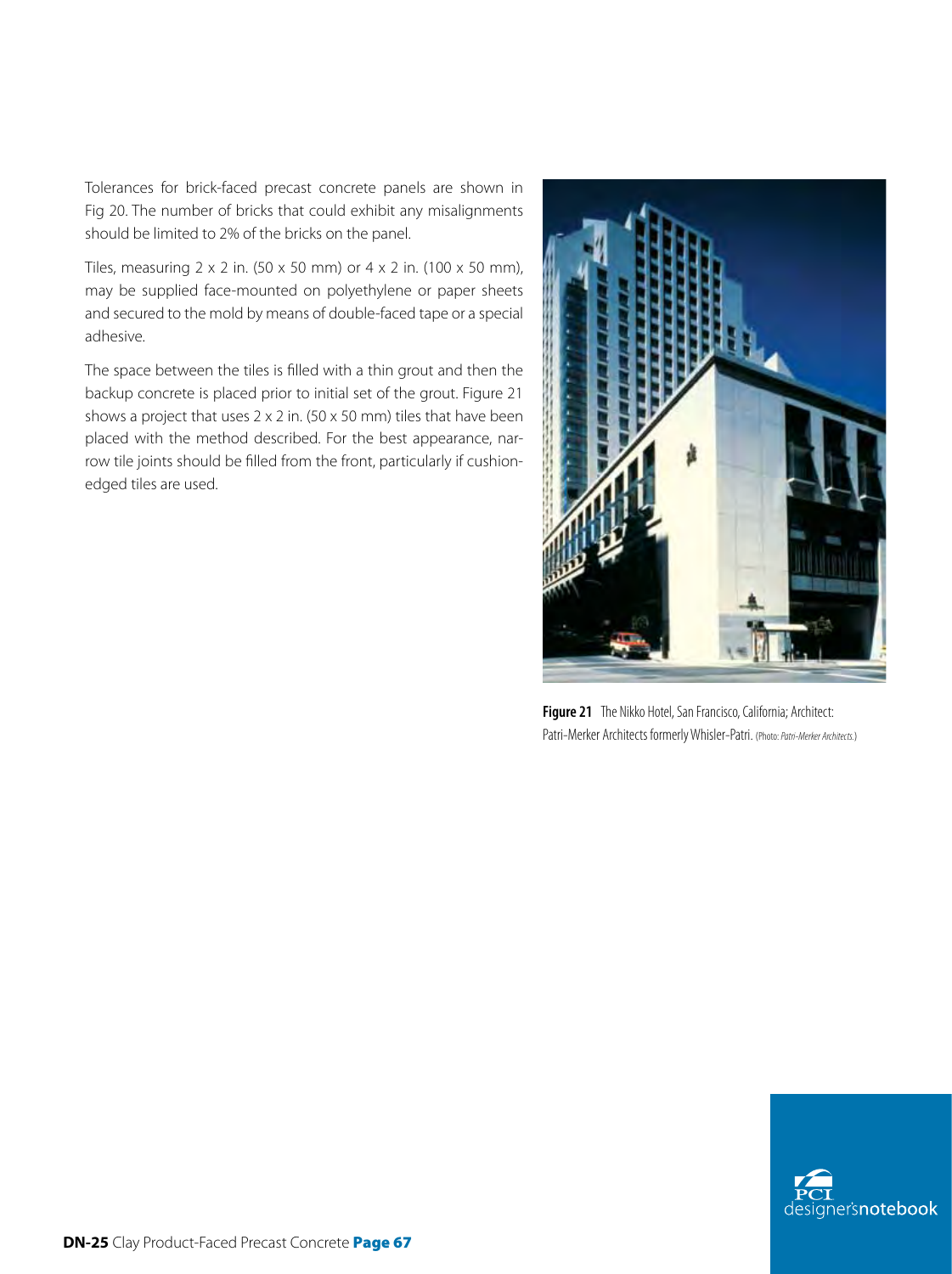Tolerances for brick-faced precast concrete panels are shown in Fig 20. The number of bricks that could exhibit any misalignments should be limited to 2% of the bricks on the panel.

Tiles, measuring 2 x 2 in. (50 x 50 mm) or 4 x 2 in. (100 x 50 mm), may be supplied face-mounted on polyethylene or paper sheets and secured to the mold by means of double-faced tape or a special adhesive.

The space between the tiles is filled with a thin grout and then the backup concrete is placed prior to initial set of the grout. Figure 21 shows a project that uses 2 x 2 in. (50 x 50 mm) tiles that have been placed with the method described. For the best appearance, narrow tile joints should be filled from the front, particularly if cushion-edged tiles are used.

**Figure 21** The Nikko Hotel, San Francisco, California; Architect: Patri-Merker Architects formerly Whisler-Patri. (Photo: *Patri-Merker Architects.*)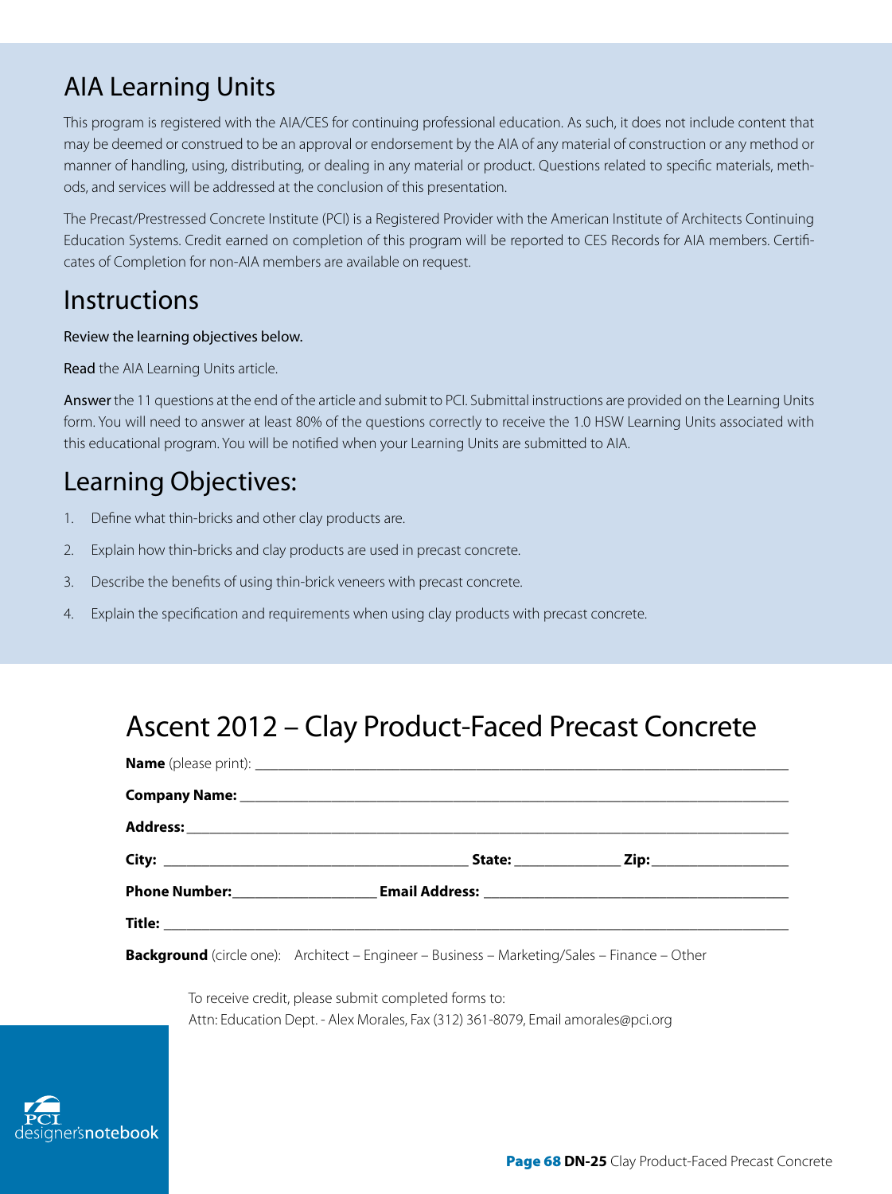## AIA Learning Units

This program is registered with the AIA/CES for continuing professional education. As such, it does not include content that may be deemed or construed to be an approval or endorsement by the AIA of any material of construction or any method or manner of handling, using, distributing, or dealing in any material or product. Questions related to specific materials, methods, and services will be addressed at the conclusion of this presentation.

The Precast/Prestressed Concrete Institute (PCI) is a Registered Provider with the American Institute of Architects Continuing Education Systems. Credit earned on completion of this program will be reported to CES Records for AIA members. Certificates of Completion for non-AIA members are available on request.

## Instructions

Review the learning objectives below.

**Read** the AIA Learning Units article.

**Answer** the 11 questions at the end of the article and submit to PCI. Submittal instructions are provided on the Learning Units form. You will need to answer at least 80% of the questions correctly to receive the 1.0 HSW Learning Units associated with this educational program. You will be notified when your Learning Units are submitted to AIA.

## Learning Objectives:

1. Define what thin-bricks and other clay products are.
2. Explain how thin-bricks and clay products are used in precast concrete.
3. Describe the benefits of using thin-brick veneers with precast concrete.
4. Explain the specification and requirements when using clay products with precast concrete.

## Ascent 2012 – Clay Product-Faced Precast Concrete

**Name** (please print): ____________________

**Company Name:** ____________________

**Address:** ____________________

**City:** ____________________ **State:** __________ **Zip:** __________

**Phone Number:** __________ **Email Address:** ____________________

**Title:** ____________________

**Background** (circle one): Architect – Engineer – Business – Marketing/Sales – Finance – Other

To receive credit, please submit completed forms to:
Attn: Education Dept. - Alex Morales, Fax (312) 361-8079, Email amorales@pci.org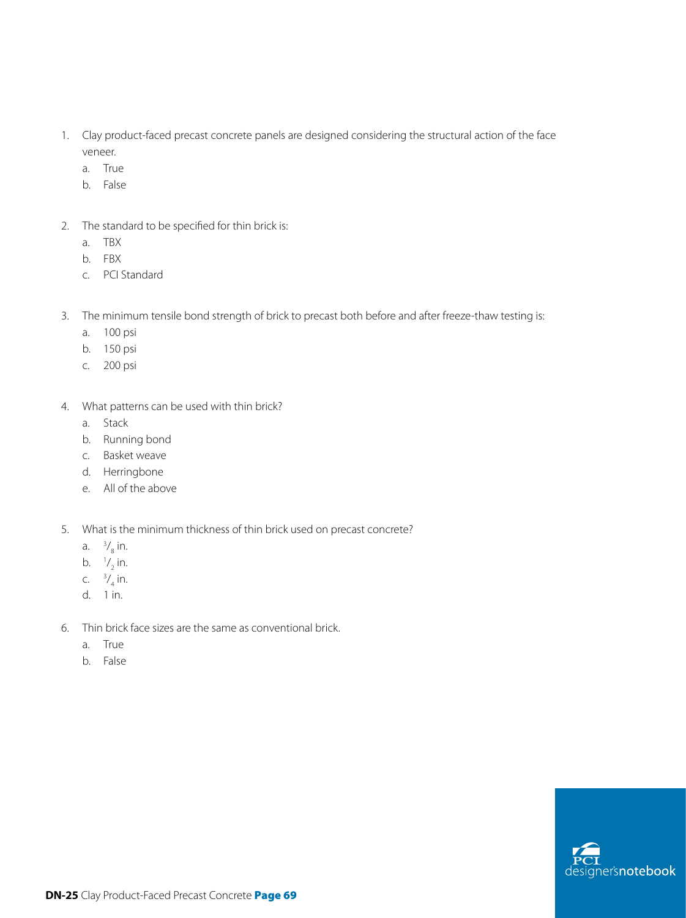1. Clay product-faced precast concrete panels are designed considering the structural action of the face veneer.
   a. True
   b. False

2. The standard to be specified for thin brick is:
   a. TBX
   b. FBX
   c. PCI Standard

3. The minimum tensile bond strength of brick to precast both before and after freeze-thaw testing is:
   a. 100 psi
   b. 150 psi
   c. 200 psi

4. What patterns can be used with thin brick?
   a. Stack
   b. Running bond
   c. Basket weave
   d. Herringbone
   e. All of the above

5. What is the minimum thickness of thin brick used on precast concrete?
   a. $^{3}/_{8}$ in.
   b. $^{1}/_{2}$ in.
   c. $^{3}/_{4}$ in.
   d. 1 in.

6. Thin brick face sizes are the same as conventional brick.
   a. True
   b. False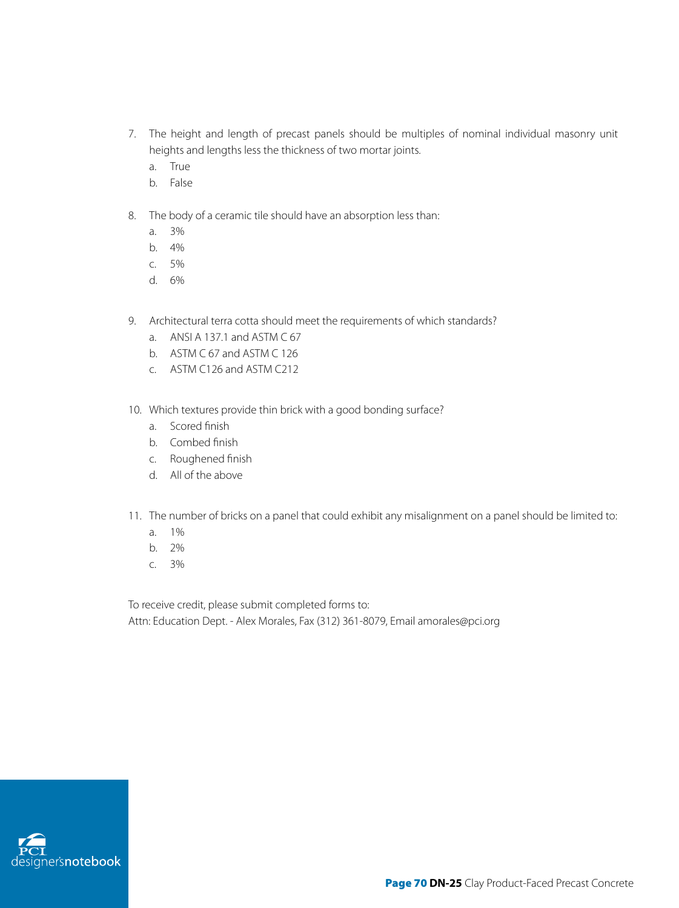7. The height and length of precast panels should be multiples of nominal individual masonry unit heights and lengths less the thickness of two mortar joints.
    a. True
    b. False

8. The body of a ceramic tile should have an absorption less than:
    a. 3%
    b. 4%
    c. 5%
    d. 6%

9. Architectural terra cotta should meet the requirements of which standards?
    a. ANSI A 137.1 and ASTM C 67
    b. ASTM C 67 and ASTM C 126
    c. ASTM C126 and ASTM C212

10. Which textures provide thin brick with a good bonding surface?
    a. Scored finish
    b. Combed finish
    c. Roughened finish
    d. All of the above

11. The number of bricks on a panel that could exhibit any misalignment on a panel should be limited to:
    a. 1%
    b. 2%
    c. 3%

To receive credit, please submit completed forms to:
Attn: Education Dept. - Alex Morales, Fax (312) 361-8079, Email amorales@pci.org